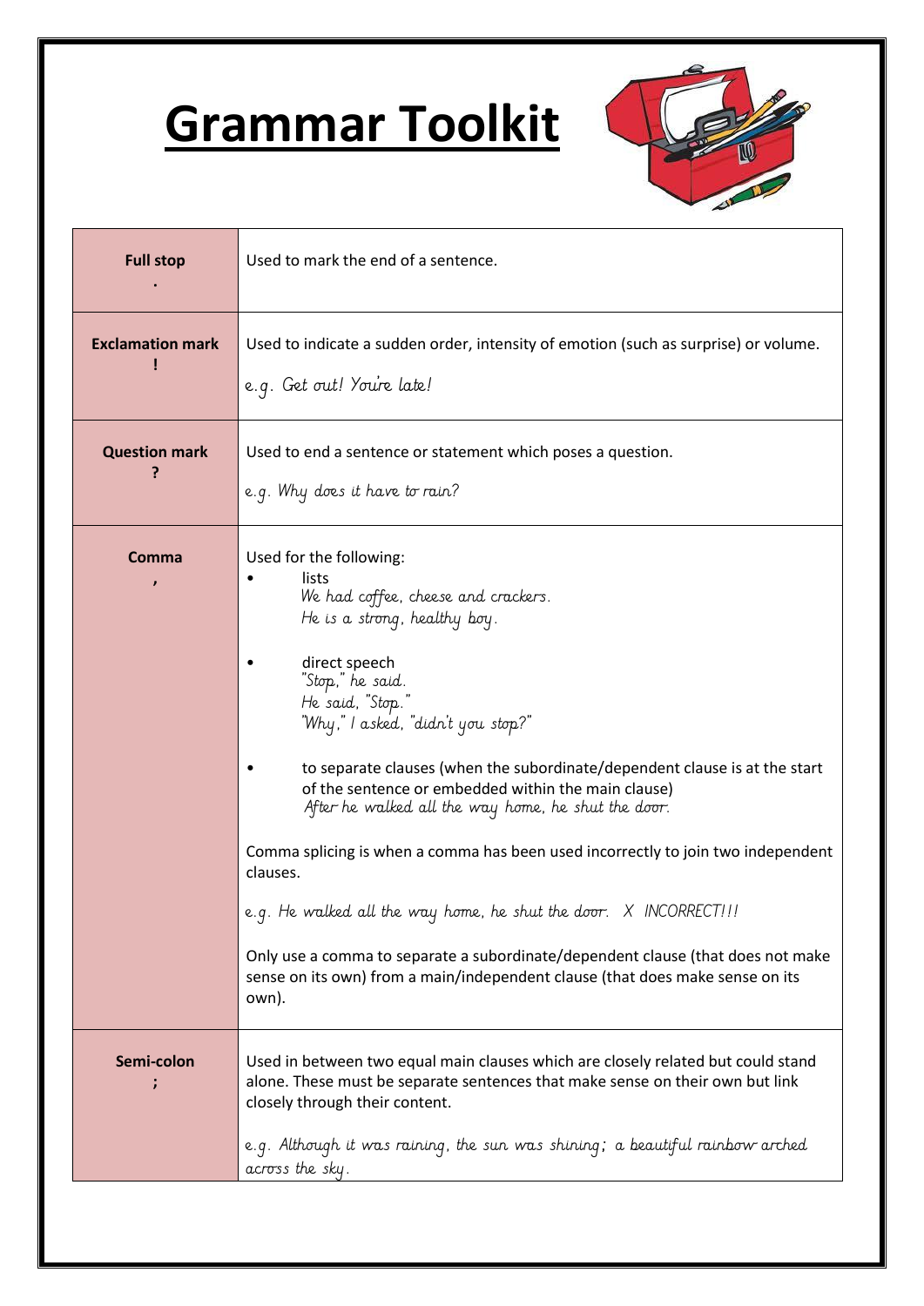# Grammar Toolkit

| | |
|---|---|
| **Full stop** <br> **.** | Used to mark the end of a sentence. |
| **Exclamation mark** <br> **!** | Used to indicate a sudden order, intensity of emotion (such as surprise) or volume. <br><br> *e.g. Get out! You're late!* |
| **Question mark** <br> **?** | Used to end a sentence or statement which poses a question. <br><br> *e.g. Why does it have to rain?* |
| **Comma** <br> **,** | Used for the following: <br> • lists <br> *We had coffee, cheese and crackers.* <br> *He is a strong, healthy boy.* <br><br> • direct speech <br> *"Stop," he said.* <br> *He said, "Stop."* <br> *"Why," I asked, "didn't you stop?"* <br><br> • to separate clauses (when the subordinate/dependent clause is at the start of the sentence or embedded within the main clause) <br> *After he walked all the way home, he shut the door.* <br><br> Comma splicing is when a comma has been used incorrectly to join two independent clauses. <br><br> *e.g. He walked all the way home, he shut the door. X INCORRECT!!!* <br><br> Only use a comma to separate a subordinate/dependent clause (that does not make sense on its own) from a main/independent clause (that does make sense on its own). |
| **Semi-colon** <br> **;** | Used in between two equal main clauses which are closely related but could stand alone. These must be separate sentences that make sense on their own but link closely through their content. <br><br> *e.g. Although it was raining, the sun was shining; a beautiful rainbow arched across the sky.* |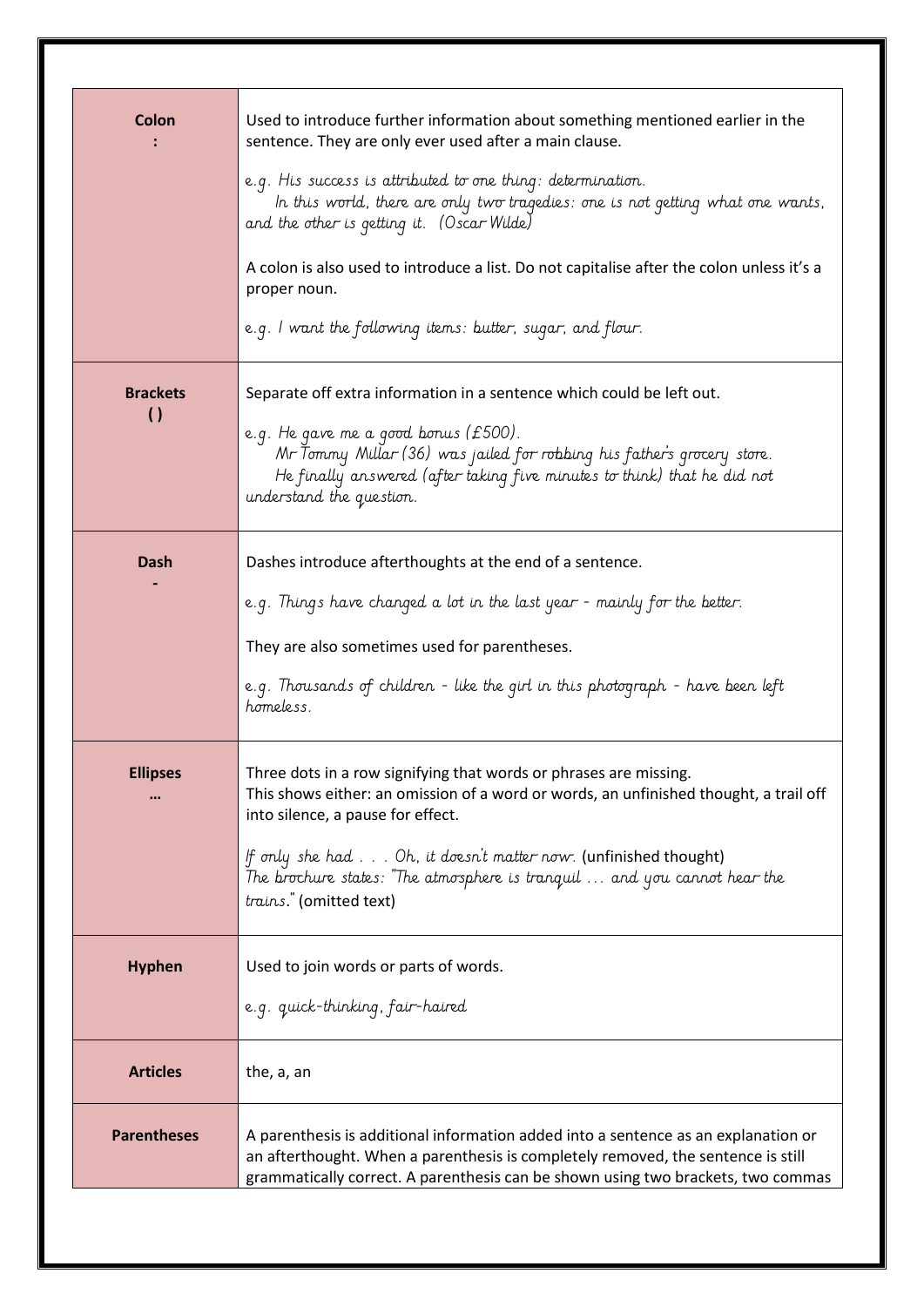| **Colon**<br>**:** | Used to introduce further information about something mentioned earlier in the sentence. They are only ever used after a main clause.<br><br>e.g. *His success is attributed to one thing: determination.*<br>*In this world, there are only two tragedies: one is not getting what one wants, and the other is getting it. (Oscar Wilde)*<br><br>A colon is also used to introduce a list. Do not capitalise after the colon unless it's a proper noun.<br><br>e.g. *I want the following items: butter, sugar, and flour.* |
|---|---|
| **Brackets**<br>**( )** | Separate off extra information in a sentence which could be left out.<br><br>e.g. *He gave me a good bonus (£500).*<br>*Mr Tommy Millar (36) was jailed for robbing his father's grocery store.*<br>*He finally answered (after taking five minutes to think) that he did not understand the question.* |
| **Dash**<br>**-** | Dashes introduce afterthoughts at the end of a sentence.<br><br>e.g. *Things have changed a lot in the last year - mainly for the better.*<br><br>They are also sometimes used for parentheses.<br><br>e.g. *Thousands of children - like the girl in this photograph - have been left homeless.* |
| **Ellipses**<br>**…** | Three dots in a row signifying that words or phrases are missing.<br>This shows either: an omission of a word or words, an unfinished thought, a trail off into silence, a pause for effect.<br><br>*If only she had . . . Oh, it doesn't matter now.* (unfinished thought)<br>*The brochure states: "The atmosphere is tranquil … and you cannot hear the trains."* (omitted text) |
| **Hyphen** | Used to join words or parts of words.<br><br>e.g. *quick-thinking, fair-haired* |
| **Articles** | the, a, an |
| **Parentheses** | A parenthesis is additional information added into a sentence as an explanation or an afterthought. When a parenthesis is completely removed, the sentence is still grammatically correct. A parenthesis can be shown using two brackets, two commas |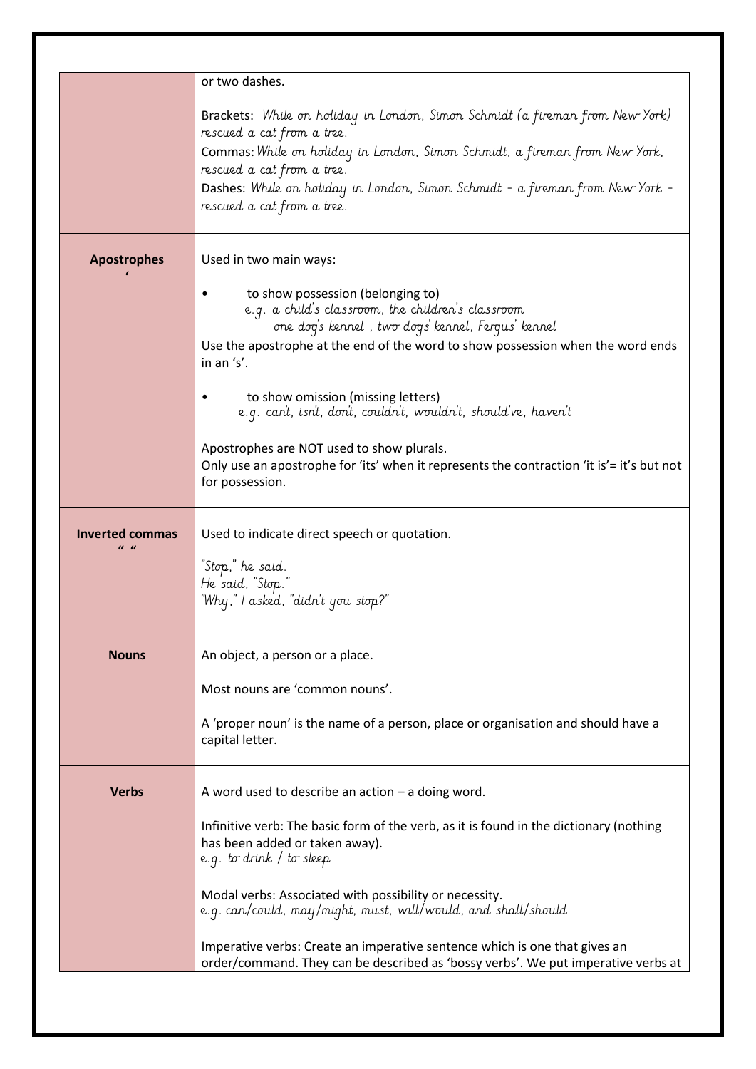| | |
|---|---|
| | or two dashes.<br><br>Brackets: *While on holiday in London, Simon Schmidt (a fireman from New York) rescued a cat from a tree.*<br>Commas: *While on holiday in London, Simon Schmidt, a fireman from New York, rescued a cat from a tree.*<br>Dashes: *While on holiday in London, Simon Schmidt - a fireman from New York - rescued a cat from a tree.* |
| **Apostrophes** ‘ | Used in two main ways:<br><br>• to show possession (belonging to)<br>*e.g. a child's classroom, the children's classroom*<br>*one dog's kennel , two dogs' kennel, Fergus' kennel*<br>Use the apostrophe at the end of the word to show possession when the word ends in an 's'.<br><br>• to show omission (missing letters)<br>*e.g. can't, isn't, don't, couldn't, wouldn't, should've, haven't*<br><br>Apostrophes are NOT used to show plurals.<br>Only use an apostrophe for 'its' when it represents the contraction 'it is'= it's but not for possession. |
| **Inverted commas** “ “ | Used to indicate direct speech or quotation.<br><br>*"Stop," he said.*<br>*He said, "Stop."*<br>*"Why," I asked, "didn't you stop?"* |
| **Nouns** | An object, a person or a place.<br><br>Most nouns are 'common nouns'.<br><br>A 'proper noun' is the name of a person, place or organisation and should have a capital letter. |
| **Verbs** | A word used to describe an action – a doing word.<br><br>Infinitive verb: The basic form of the verb, as it is found in the dictionary (nothing has been added or taken away).<br>*e.g. to drink / to sleep*<br><br>Modal verbs: Associated with possibility or necessity.<br>*e.g. can/could, may/might, must, will/would, and shall/should*<br><br>Imperative verbs: Create an imperative sentence which is one that gives an order/command. They can be described as 'bossy verbs'. We put imperative verbs at |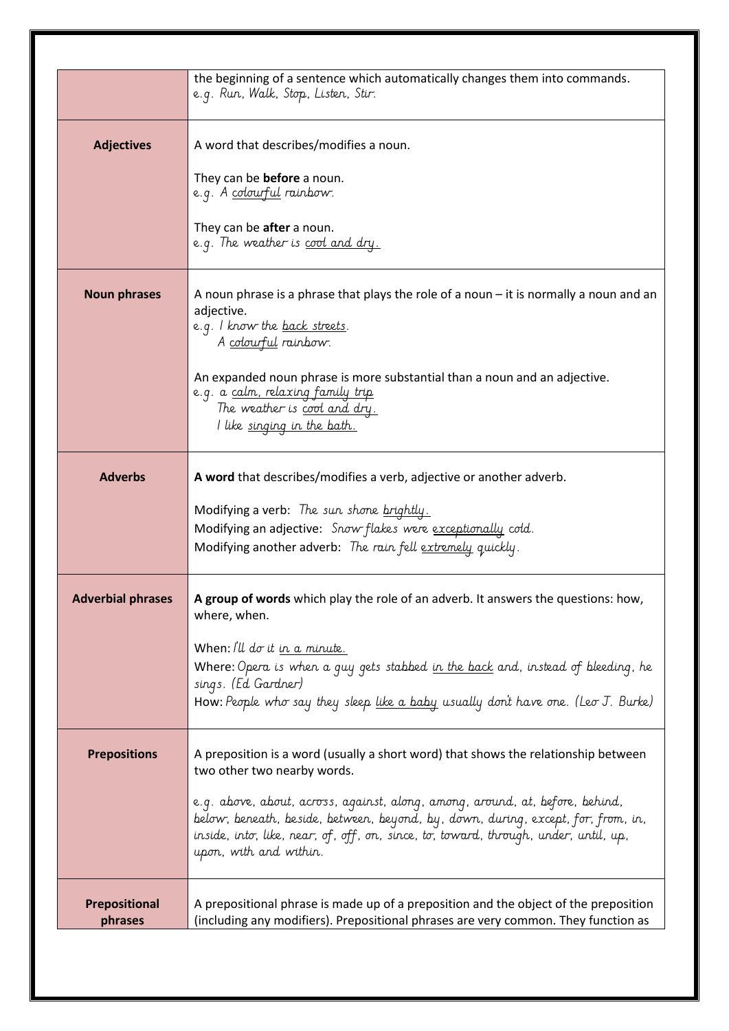| | |
|---|---|
| | the beginning of a sentence which automatically changes them into commands.<br>*e.g. Run, Walk, Stop, Listen, Stir.* |
| **Adjectives** | A word that describes/modifies a noun.<br><br>They can be **before** a noun.<br>*e.g. A <u>colourful</u> rainbow.*<br><br>They can be **after** a noun.<br>*e.g. The weather is <u>cool and dry.</u>* |
| **Noun phrases** | A noun phrase is a phrase that plays the role of a noun – it is normally a noun and an adjective.<br>*e.g. I know the <u>back streets</u>.*<br>*A <u>colourful</u> rainbow.*<br><br>An expanded noun phrase is more substantial than a noun and an adjective.<br>*e.g. a <u>calm, relaxing family trip</u>*<br>*The weather is <u>cool and dry.</u>*<br>*I like <u>singing in the bath.</u>* |
| **Adverbs** | **A word** that describes/modifies a verb, adjective or another adverb.<br><br>Modifying a verb: *The sun shone <u>brightly.</u>*<br>Modifying an adjective: *Snow flakes were <u>exceptionally</u> cold.*<br>Modifying another adverb: *The rain fell <u>extremely</u> quickly.* |
| **Adverbial phrases** | **A group of words** which play the role of an adverb. It answers the questions: how, where, when.<br><br>When: *I'll do it <u>in a minute.</u>*<br>Where: *Opera is when a guy gets stabbed <u>in the back</u> and, instead of bleeding, he sings. (Ed Gardner)*<br>How: *People who say they sleep <u>like a baby</u> usually don't have one. (Leo J. Burke)* |
| **Prepositions** | A preposition is a word (usually a short word) that shows the relationship between two other two nearby words.<br><br>*e.g. above, about, across, against, along, among, around, at, before, behind, below, beneath, beside, between, beyond, by, down, during, except, for, from, in, inside, into, like, near, of, off, on, since, to, toward, through, under, until, up, upon, with and within.* |
| **Prepositional phrases** | A prepositional phrase is made up of a preposition and the object of the preposition (including any modifiers). Prepositional phrases are very common. They function as |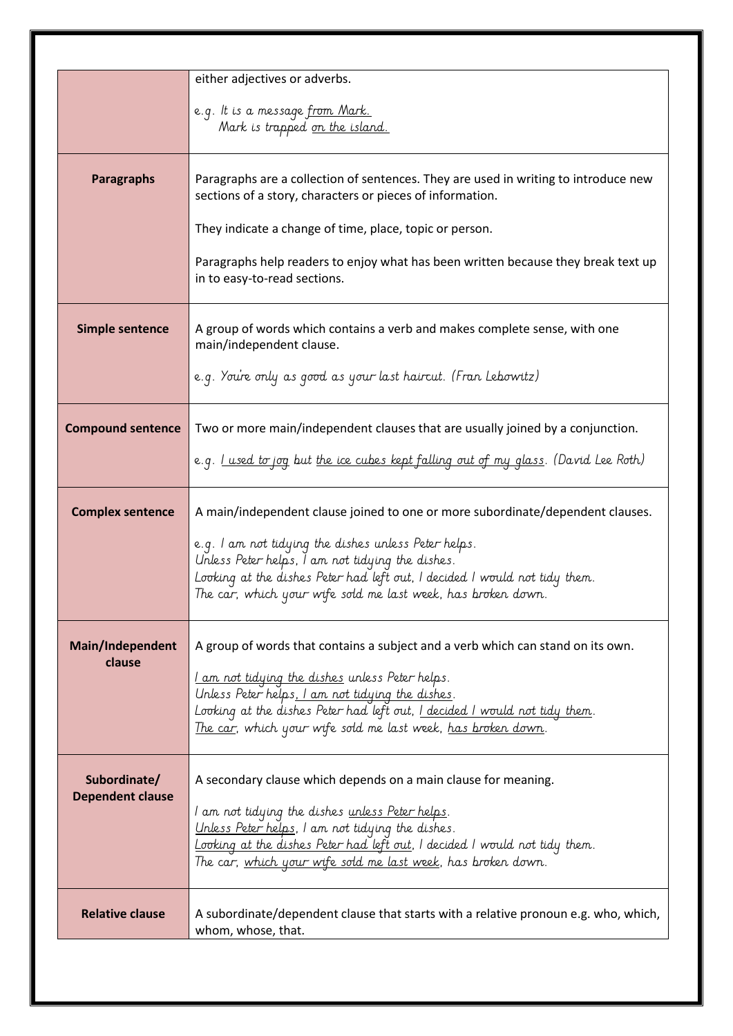| | |
|---|---|
| | either adjectives or adverbs.<br><br>*e.g. It is a message <u>from Mark.</u>*<br>*Mark is trapped <u>on the island.</u>* |
| **Paragraphs** | Paragraphs are a collection of sentences. They are used in writing to introduce new sections of a story, characters or pieces of information.<br><br>They indicate a change of time, place, topic or person.<br><br>Paragraphs help readers to enjoy what has been written because they break text up in to easy-to-read sections. |
| **Simple sentence** | A group of words which contains a verb and makes complete sense, with one main/independent clause.<br><br>*e.g. You're only as good as your last haircut. (Fran Lebowitz)* |
| **Compound sentence** | Two or more main/independent clauses that are usually joined by a conjunction.<br><br>*e.g. <u>I used to jog</u> but <u>the ice cubes kept falling out of my glass</u>. (David Lee Roth)* |
| **Complex sentence** | A main/independent clause joined to one or more subordinate/dependent clauses.<br><br>*e.g. I am not tidying the dishes unless Peter helps.*<br>*Unless Peter helps, I am not tidying the dishes.*<br>*Looking at the dishes Peter had left out, I decided I would not tidy them.*<br>*The car, which your wife sold me last week, has broken down.* |
| **Main/Independent clause** | A group of words that contains a subject and a verb which can stand on its own.<br><br>*<u>I am not tidying the dishes</u> unless Peter helps.*<br>*Unless Peter helps, <u>I am not tidying the dishes</u>.*<br>*Looking at the dishes Peter had left out, <u>I decided I would not tidy them</u>.*<br>*<u>The car</u>, which your wife sold me last week, <u>has broken down</u>.* |
| **Subordinate/ Dependent clause** | A secondary clause which depends on a main clause for meaning.<br><br>*I am not tidying the dishes <u>unless Peter helps</u>.*<br>*<u>Unless Peter helps</u>, I am not tidying the dishes.*<br>*<u>Looking at the dishes Peter had left out</u>, I decided I would not tidy them.*<br>*The car, <u>which your wife sold me last week</u>, has broken down.* |
| **Relative clause** | A subordinate/dependent clause that starts with a relative pronoun e.g. who, which, whom, whose, that. |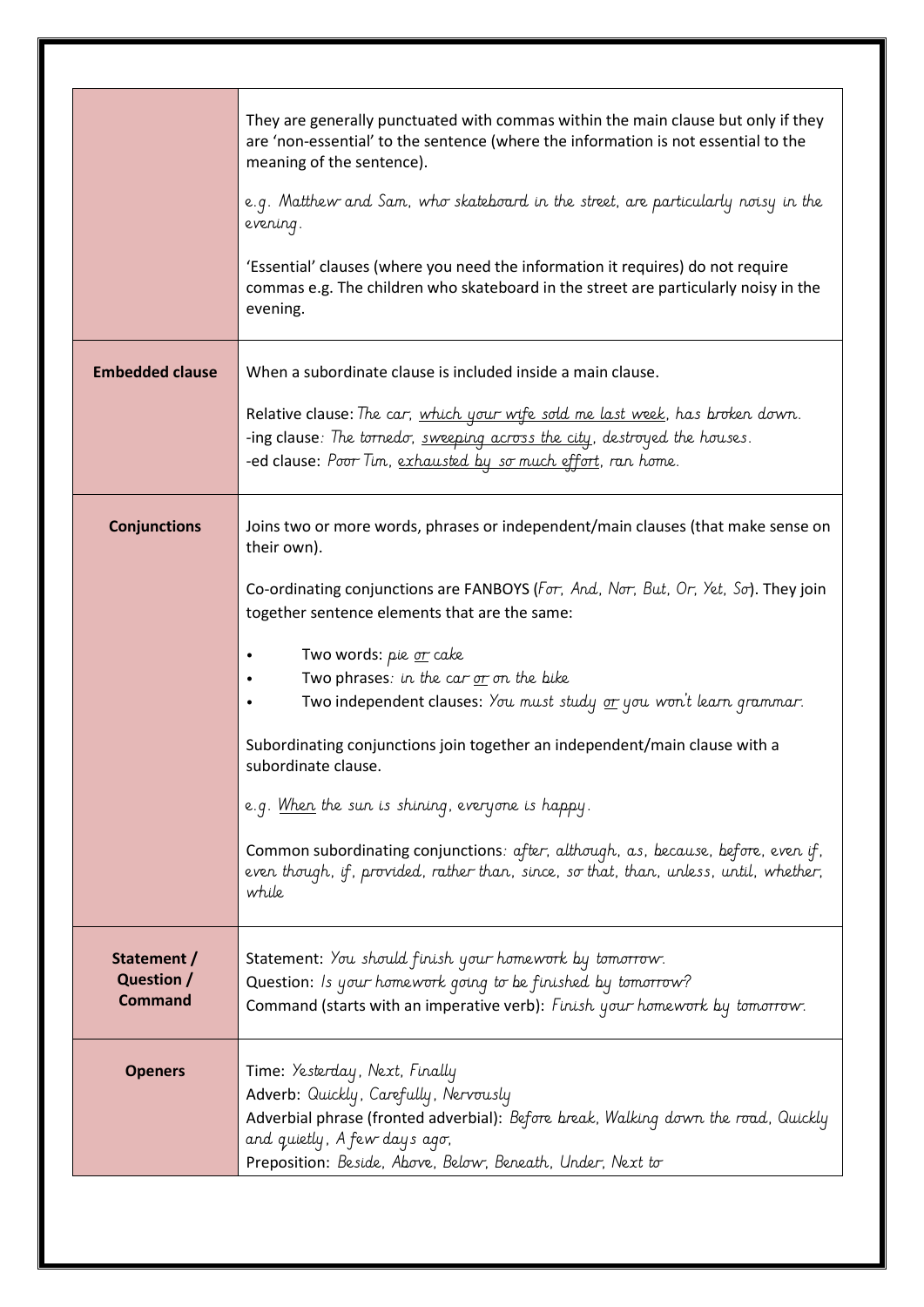| | |
|---|---|
| | They are generally punctuated with commas within the main clause but only if they are 'non-essential' to the sentence (where the information is not essential to the meaning of the sentence).<br><br>e.g. *Matthew and Sam, who skateboard in the street, are particularly noisy in the evening.*<br><br>'Essential' clauses (where you need the information it requires) do not require commas e.g. The children who skateboard in the street are particularly noisy in the evening. |
| **Embedded clause** | When a subordinate clause is included inside a main clause.<br><br>Relative clause: *The car, which your wife sold me last week, has broken down.*<br>-ing clause: *The tornado, sweeping across the city, destroyed the houses.*<br>-ed clause: *Poor Tim, exhausted by so much effort, ran home.* |
| **Conjunctions** | Joins two or more words, phrases or independent/main clauses (that make sense on their own).<br><br>Co-ordinating conjunctions are FANBOYS (*For, And, Nor, But, Or, Yet, So*). They join together sentence elements that are the same:<br><br>• Two words: *pie or cake*<br>• Two phrases: *in the car or on the bike*<br>• Two independent clauses: *You must study or you won't learn grammar.*<br><br>Subordinating conjunctions join together an independent/main clause with a subordinate clause.<br><br>e.g. *When the sun is shining, everyone is happy.*<br><br>Common subordinating conjunctions: *after, although, as, because, before, even if, even though, if, provided, rather than, since, so that, than, unless, until, whether, while* |
| **Statement / Question / Command** | Statement: *You should finish your homework by tomorrow.*<br>Question: *Is your homework going to be finished by tomorrow?*<br>Command (starts with an imperative verb): *Finish your homework by tomorrow.* |
| **Openers** | Time: *Yesterday, Next, Finally*<br>Adverb: *Quickly, Carefully, Nervously*<br>Adverbial phrase (fronted adverbial): *Before break, Walking down the road, Quickly and quietly, A few days ago,*<br>Preposition: *Beside, Above, Below, Beneath, Under, Next to* |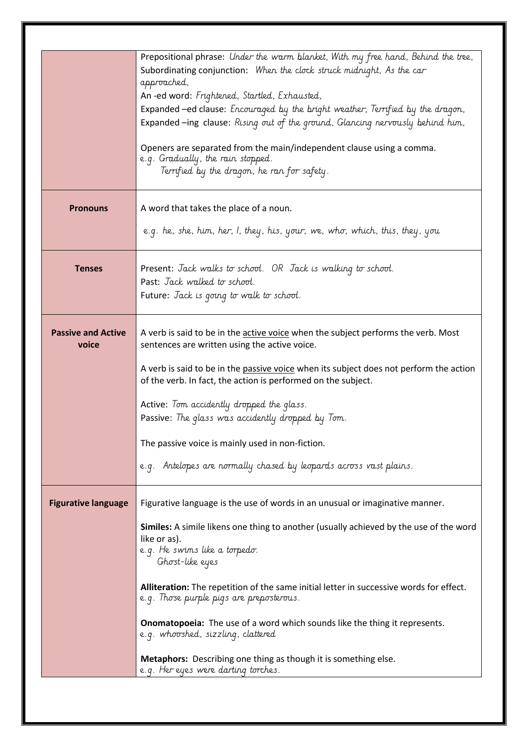| | |
|---|---|
| | Prepositional phrase: *Under the warm blanket, With my free hand, Behind the tree,*<br>Subordinating conjunction: *When the clock struck midnight, As the car approached,*<br>An -ed word: *Frightened, Startled, Exhausted,*<br>Expanded –ed clause: *Encouraged by the bright weather, Terrified by the dragon,*<br>Expanded –ing clause: *Rising out of the ground, Glancing nervously behind him,*<br><br>Openers are separated from the main/independent clause using a comma.<br>*e.g. Gradually, the rain stopped.*<br>*Terrified by the dragon, he ran for safety.* |
| **Pronouns** | A word that takes the place of a noun.<br><br>*e.g. he, she, him, her, I, they, his, your, we, who, which, this, they, you* |
| **Tenses** | Present: *Jack walks to school. OR Jack is walking to school.*<br>Past: *Jack walked to school.*<br>Future: *Jack is going to walk to school.* |
| **Passive and Active voice** | A verb is said to be in the active voice when the subject performs the verb. Most sentences are written using the active voice.<br><br>A verb is said to be in the passive voice when its subject does not perform the action of the verb. In fact, the action is performed on the subject.<br><br>Active: *Tom accidently dropped the glass.*<br>Passive: *The glass was accidently dropped by Tom.*<br><br>The passive voice is mainly used in non-fiction.<br><br>*e.g. Antelopes are normally chased by leopards across vast plains.* |
| **Figurative language** | Figurative language is the use of words in an unusual or imaginative manner.<br><br>**Similes:** A simile likens one thing to another (usually achieved by the use of the word like or as).<br>*e.g. He swims like a torpedo.*<br>*Ghost-like eyes*<br><br>**Alliteration:** The repetition of the same initial letter in successive words for effect.<br>*e.g. Those purple pigs are preposterous.*<br><br>**Onomatopoeia:** The use of a word which sounds like the thing it represents.<br>*e.g. whooshed, sizzling, clattered*<br><br>**Metaphors:** Describing one thing as though it is something else.<br>*e.g. Her eyes were darting torches.* |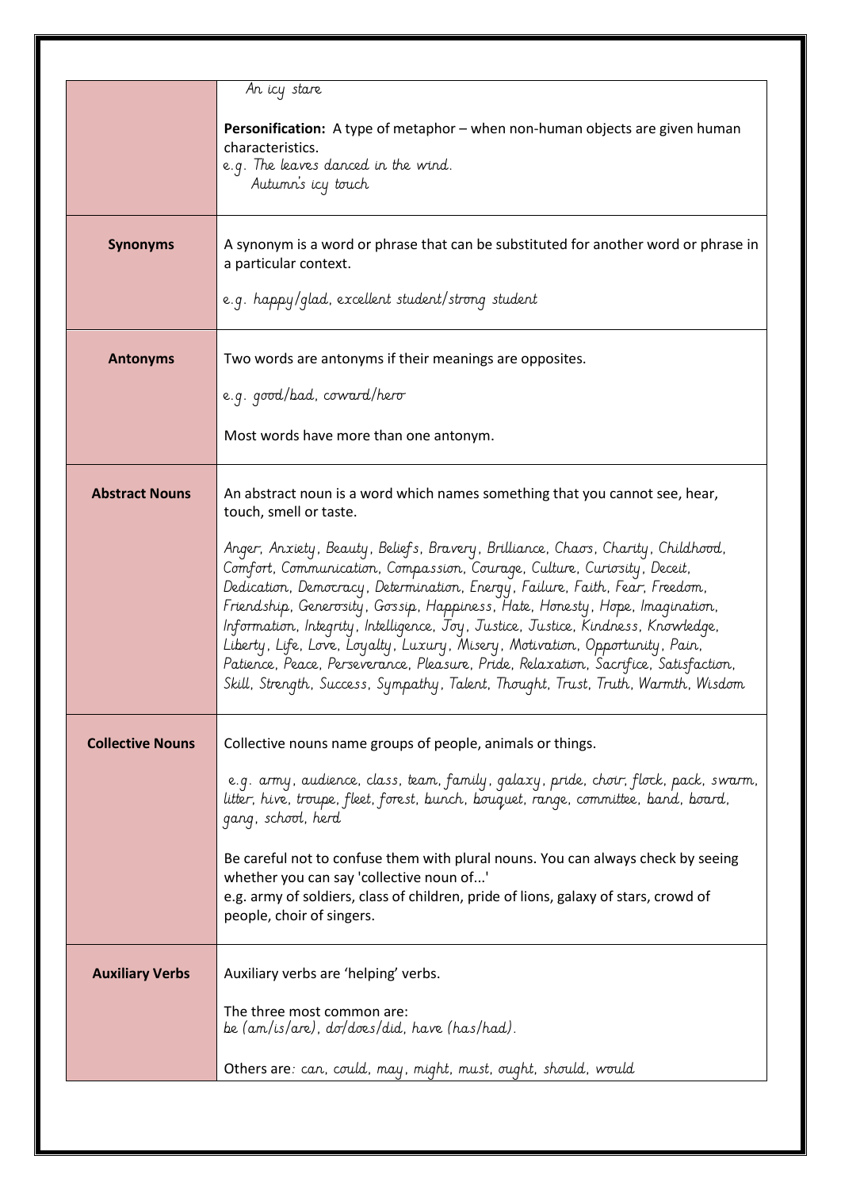| | |
|---|---|
| | *An icy stare*<br><br>**Personification:** A type of metaphor – when non-human objects are given human characteristics.<br>*e.g. The leaves danced in the wind.*<br>*Autumn's icy touch* |
| **Synonyms** | A synonym is a word or phrase that can be substituted for another word or phrase in a particular context.<br><br>*e.g. happy/glad, excellent student/strong student* |
| **Antonyms** | Two words are antonyms if their meanings are opposites.<br><br>*e.g. good/bad, coward/hero*<br><br>Most words have more than one antonym. |
| **Abstract Nouns** | An abstract noun is a word which names something that you cannot see, hear, touch, smell or taste.<br><br>*Anger, Anxiety, Beauty, Beliefs, Bravery, Brilliance, Chaos, Charity, Childhood, Comfort, Communication, Compassion, Courage, Culture, Curiosity, Deceit, Dedication, Democracy, Determination, Energy, Failure, Faith, Fear, Freedom, Friendship, Generosity, Gossip, Happiness, Hate, Honesty, Hope, Imagination, Information, Integrity, Intelligence, Joy, Justice, Justice, Kindness, Knowledge, Liberty, Life, Love, Loyalty, Luxury, Misery, Motivation, Opportunity, Pain, Patience, Peace, Perseverance, Pleasure, Pride, Relaxation, Sacrifice, Satisfaction, Skill, Strength, Success, Sympathy, Talent, Thought, Trust, Truth, Warmth, Wisdom* |
| **Collective Nouns** | Collective nouns name groups of people, animals or things.<br><br>*e.g. army, audience, class, team, family, galaxy, pride, choir, flock, pack, swarm, litter, hive, troupe, fleet, forest, bunch, bouquet, range, committee, band, board, gang, school, herd*<br><br>Be careful not to confuse them with plural nouns. You can always check by seeing whether you can say 'collective noun of...'<br>e.g. army of soldiers, class of children, pride of lions, galaxy of stars, crowd of people, choir of singers. |
| **Auxiliary Verbs** | Auxiliary verbs are 'helping' verbs.<br><br>The three most common are:<br>*be (am/is/are), do/does/did, have (has/had).*<br><br>Others are*: can, could, may, might, must, ought, should, would* |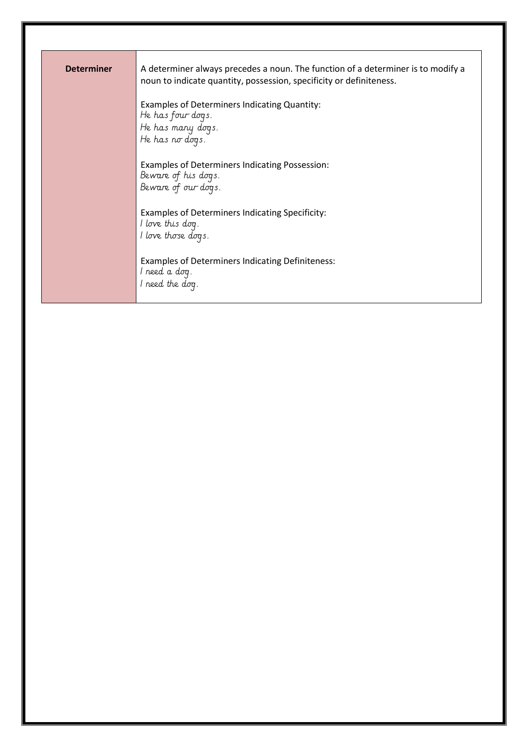| | |
|---|---|
| **Determiner** | A determiner always precedes a noun. The function of a determiner is to modify a noun to indicate quantity, possession, specificity or definiteness.<br><br>Examples of Determiners Indicating Quantity:<br>*He has four dogs.*<br>*He has many dogs.*<br>*He has no dogs.*<br><br>Examples of Determiners Indicating Possession:<br>*Beware of his dogs.*<br>*Beware of our dogs.*<br><br>Examples of Determiners Indicating Specificity:<br>*I love this dog.*<br>*I love those dogs.*<br><br>Examples of Determiners Indicating Definiteness:<br>*I need a dog.*<br>*I need the dog.* |